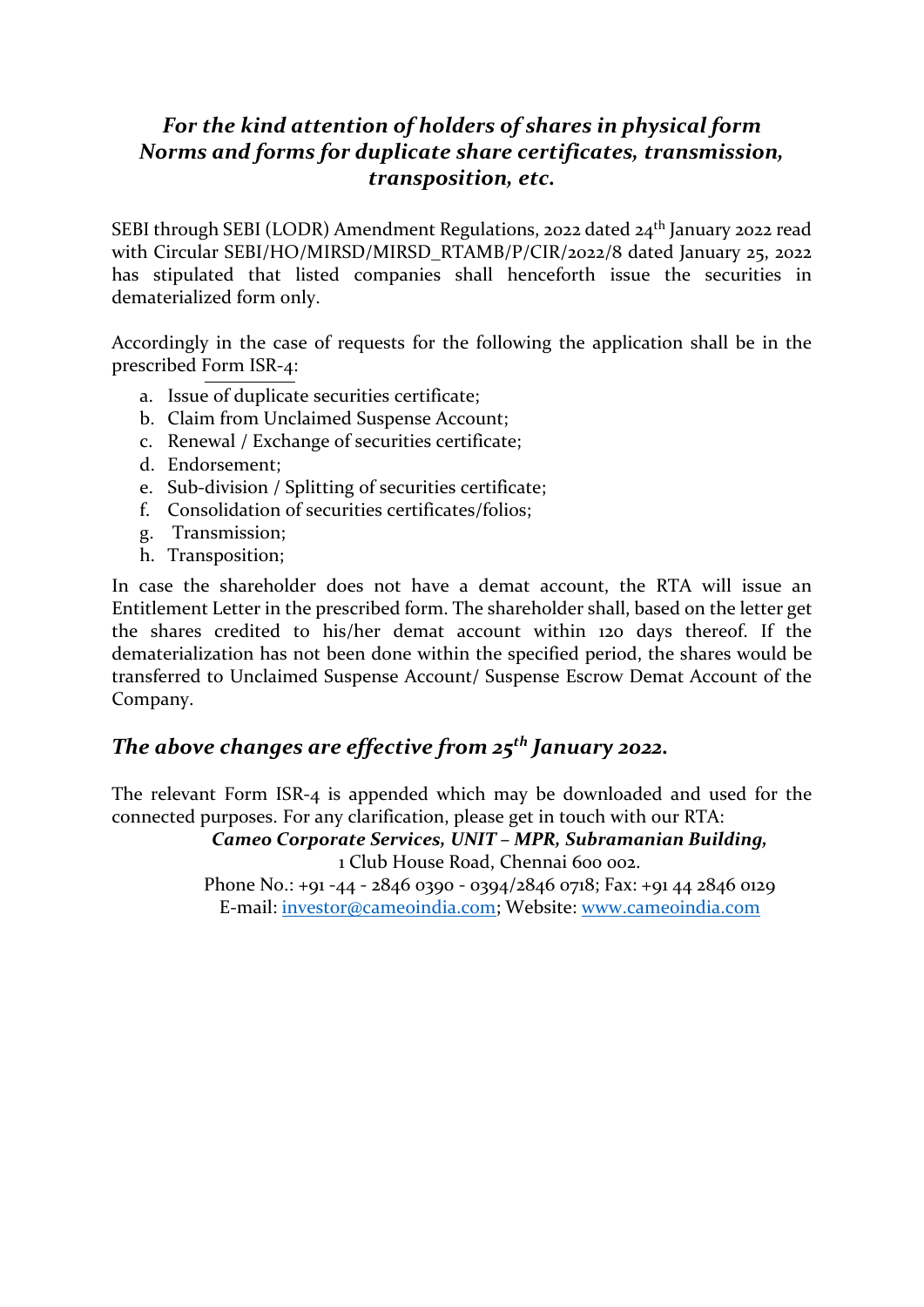## *For the kind attention of holders of shares in physical form Norms and forms for duplicate share certificates, transmission, transposition, etc.*

SEBI through SEBI (LODR) Amendment Regulations, 2022 dated 24th January 2022 read with Circular SEBI/HO/MIRSD/MIRSD_RTAMB/P/CIR/2022/8 dated January 25, 2022 has stipulated that listed companies shall henceforth issue the securities in dematerialized form only.

Accordingly in the case of requests for the following the application shall be in the prescribed Form ISR-4:

a. Issue of duplicate securities certificate;
b. Claim from Unclaimed Suspense Account;
c. Renewal / Exchange of securities certificate;
d. Endorsement;
e. Sub-division / Splitting of securities certificate;
f. Consolidation of securities certificates/folios;
g. Transmission;
h. Transposition;

In case the shareholder does not have a demat account, the RTA will issue an Entitlement Letter in the prescribed form. The shareholder shall, based on the letter get the shares credited to his/her demat account within 120 days thereof. If the dematerialization has not been done within the specified period, the shares would be transferred to Unclaimed Suspense Account/ Suspense Escrow Demat Account of the Company.

## *The above changes are effective from 25th January 2022.*

The relevant Form ISR-4 is appended which may be downloaded and used for the connected purposes. For any clarification, please get in touch with our RTA:

***Cameo Corporate Services, UNIT – MPR, Subramanian Building,***
1 Club House Road, Chennai 600 002.
Phone No.: +91 -44 - 2846 0390 - 0394/2846 0718; Fax: +91 44 2846 0129
E-mail: investor@cameoindia.com; Website: www.cameoindia.com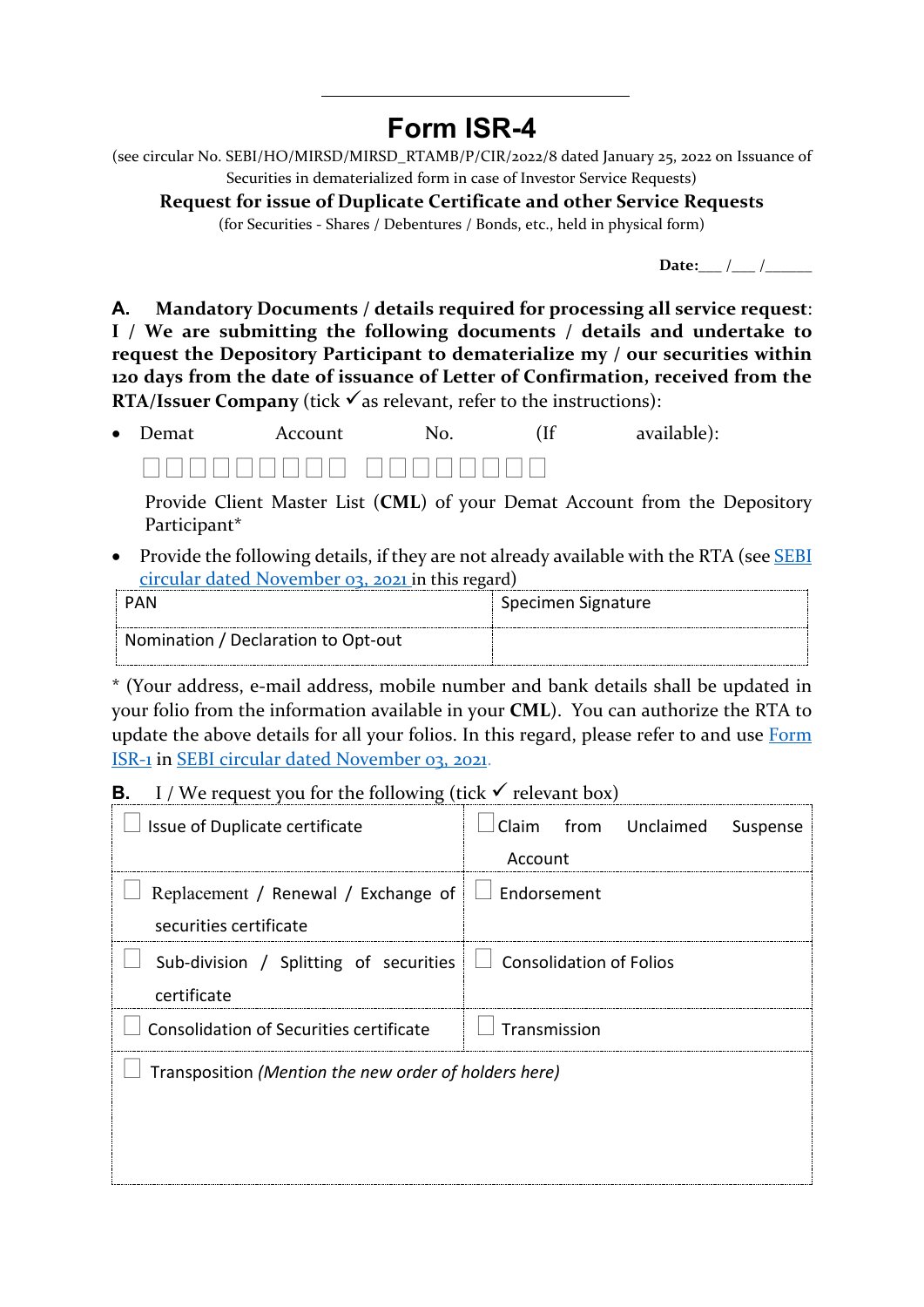# Form ISR-4

(see circular No. SEBI/HO/MIRSD/MIRSD_RTAMB/P/CIR/2022/8 dated January 25, 2022 on Issuance of Securities in dematerialized form in case of Investor Service Requests)

**Request for issue of Duplicate Certificate and other Service Requests**

(for Securities - Shares / Debentures / Bonds, etc., held in physical form)

**Date:**___ /___ /______

**A. Mandatory Documents / details required for processing all service request: I / We are submitting the following documents / details and undertake to request the Depository Participant to dematerialize my / our securities within 120 days from the date of issuance of Letter of Confirmation, received from the RTA/Issuer Company** (tick ✓ as relevant, refer to the instructions):

- Demat Account No. (If available):

  ☐☐☐☐☐☐☐☐☐ ☐☐☐☐☐☐☐☐

  Provide Client Master List (**CML**) of your Demat Account from the Depository Participant*

- Provide the following details, if they are not already available with the RTA (see SEBI circular dated November 03, 2021 in this regard)

| | |
|---|---|
| PAN | Specimen Signature |
| Nomination / Declaration to Opt-out | |

* (Your address, e-mail address, mobile number and bank details shall be updated in your folio from the information available in your **CML**). You can authorize the RTA to update the above details for all your folios. In this regard, please refer to and use Form ISR-1 in SEBI circular dated November 03, 2021.

**B.** I / We request you for the following (tick ✓ relevant box)

| | |
|---|---|
| ☐ Issue of Duplicate certificate | ☐ Claim from Unclaimed Suspense Account |
| ☐ Replacement / Renewal / Exchange of securities certificate | ☐ Endorsement |
| ☐ Sub-division / Splitting of securities certificate | ☐ Consolidation of Folios |
| ☐ Consolidation of Securities certificate | ☐ Transmission |
| ☐ Transposition *(Mention the new order of holders here)* | |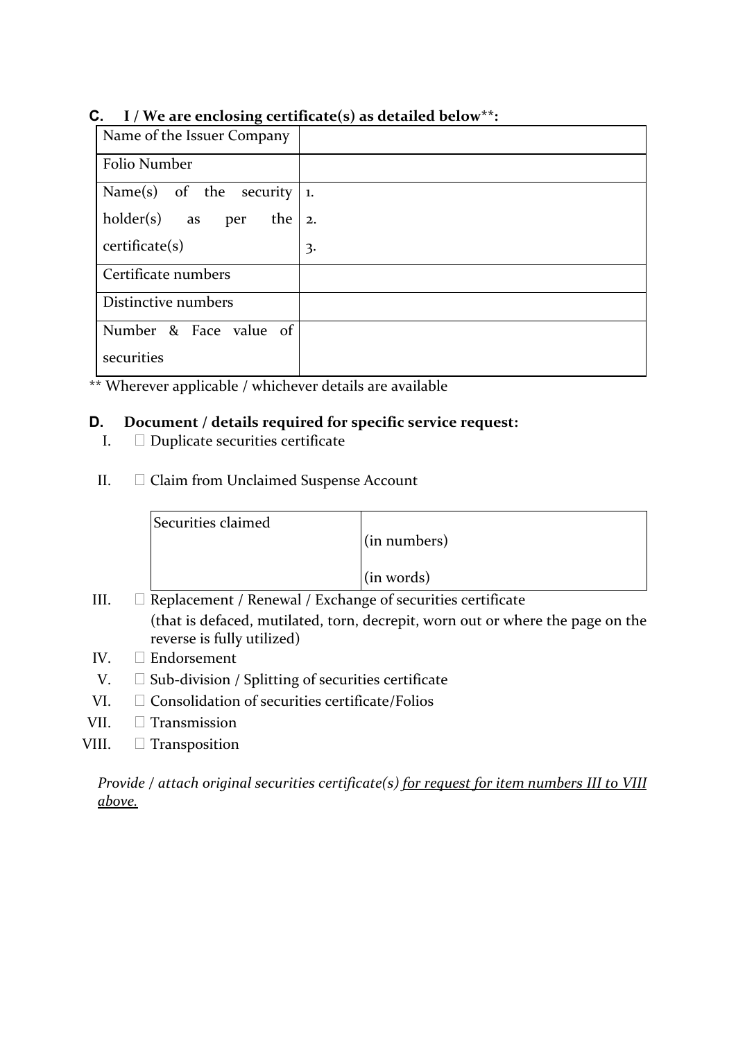**C. I / We are enclosing certificate(s) as detailed below\*\*:**

| | |
|---|---|
| Name of the Issuer Company | |
| Folio Number | |
| Name(s) of the security holder(s) as per the certificate(s) | 1.<br>2.<br>3. |
| Certificate numbers | |
| Distinctive numbers | |
| Number & Face value of securities | |

** Wherever applicable / whichever details are available

**D. Document / details required for specific service request:**

I. ☐ Duplicate securities certificate

II. ☐ Claim from Unclaimed Suspense Account

| | |
|---|---|
| Securities claimed | (in numbers)<br><br>(in words) |

III. ☐ Replacement / Renewal / Exchange of securities certificate (that is defaced, mutilated, torn, decrepit, worn out or where the page on the reverse is fully utilized)

IV. ☐ Endorsement

V. ☐ Sub-division / Splitting of securities certificate

VI. ☐ Consolidation of securities certificate/Folios

VII. ☐ Transmission

VIII. ☐ Transposition

*Provide / attach original securities certificate(s) <u>for request for item numbers III to VIII above.</u>*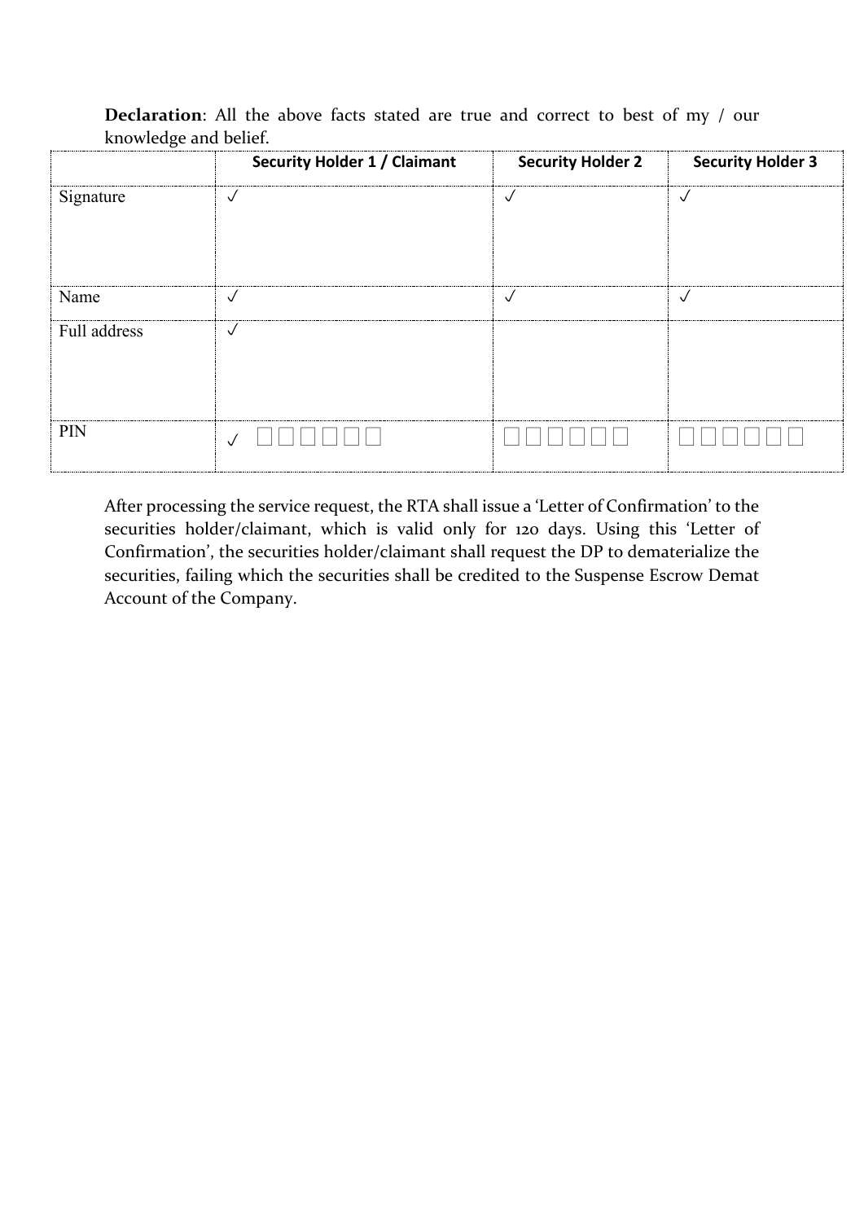**Declaration**: All the above facts stated are true and correct to best of my / our knowledge and belief.

| | Security Holder 1 / Claimant | Security Holder 2 | Security Holder 3 |
|---|---|---|---|
| Signature | ✓ | ✓ | ✓ |
| Name | ✓ | ✓ | ✓ |
| Full address | ✓ | | |
| PIN | ✓ □□□□□□ | □□□□□□ | □□□□□□ |

After processing the service request, the RTA shall issue a 'Letter of Confirmation' to the securities holder/claimant, which is valid only for 120 days. Using this 'Letter of Confirmation', the securities holder/claimant shall request the DP to dematerialize the securities, failing which the securities shall be credited to the Suspense Escrow Demat Account of the Company.